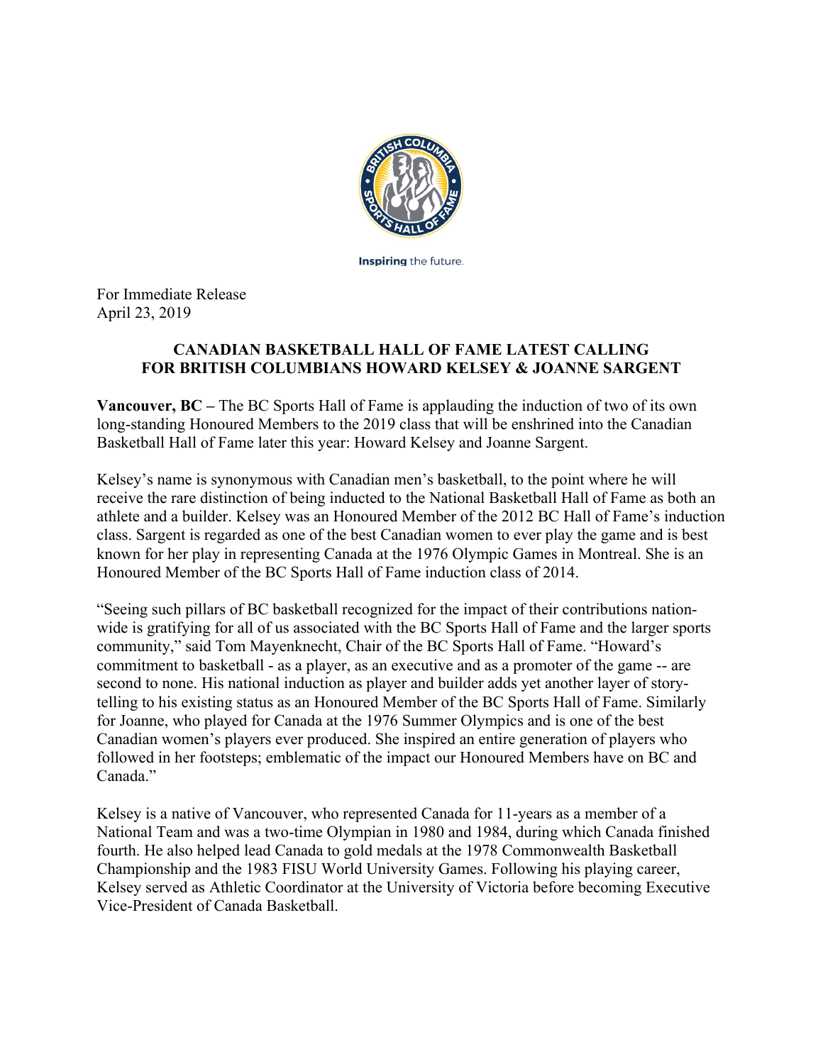Inspiring the future.

For Immediate Release
April 23, 2019

**CANADIAN BASKETBALL HALL OF FAME LATEST CALLING FOR BRITISH COLUMBIANS HOWARD KELSEY & JOANNE SARGENT**

**Vancouver, BC –** The BC Sports Hall of Fame is applauding the induction of two of its own long-standing Honoured Members to the 2019 class that will be enshrined into the Canadian Basketball Hall of Fame later this year: Howard Kelsey and Joanne Sargent.

Kelsey's name is synonymous with Canadian men's basketball, to the point where he will receive the rare distinction of being inducted to the National Basketball Hall of Fame as both an athlete and a builder. Kelsey was an Honoured Member of the 2012 BC Hall of Fame's induction class. Sargent is regarded as one of the best Canadian women to ever play the game and is best known for her play in representing Canada at the 1976 Olympic Games in Montreal. She is an Honoured Member of the BC Sports Hall of Fame induction class of 2014.

"Seeing such pillars of BC basketball recognized for the impact of their contributions nation-wide is gratifying for all of us associated with the BC Sports Hall of Fame and the larger sports community," said Tom Mayenknecht, Chair of the BC Sports Hall of Fame. "Howard's commitment to basketball - as a player, as an executive and as a promoter of the game -- are second to none. His national induction as player and builder adds yet another layer of story-telling to his existing status as an Honoured Member of the BC Sports Hall of Fame. Similarly for Joanne, who played for Canada at the 1976 Summer Olympics and is one of the best Canadian women's players ever produced. She inspired an entire generation of players who followed in her footsteps; emblematic of the impact our Honoured Members have on BC and Canada."

Kelsey is a native of Vancouver, who represented Canada for 11-years as a member of a National Team and was a two-time Olympian in 1980 and 1984, during which Canada finished fourth. He also helped lead Canada to gold medals at the 1978 Commonwealth Basketball Championship and the 1983 FISU World University Games. Following his playing career, Kelsey served as Athletic Coordinator at the University of Victoria before becoming Executive Vice-President of Canada Basketball.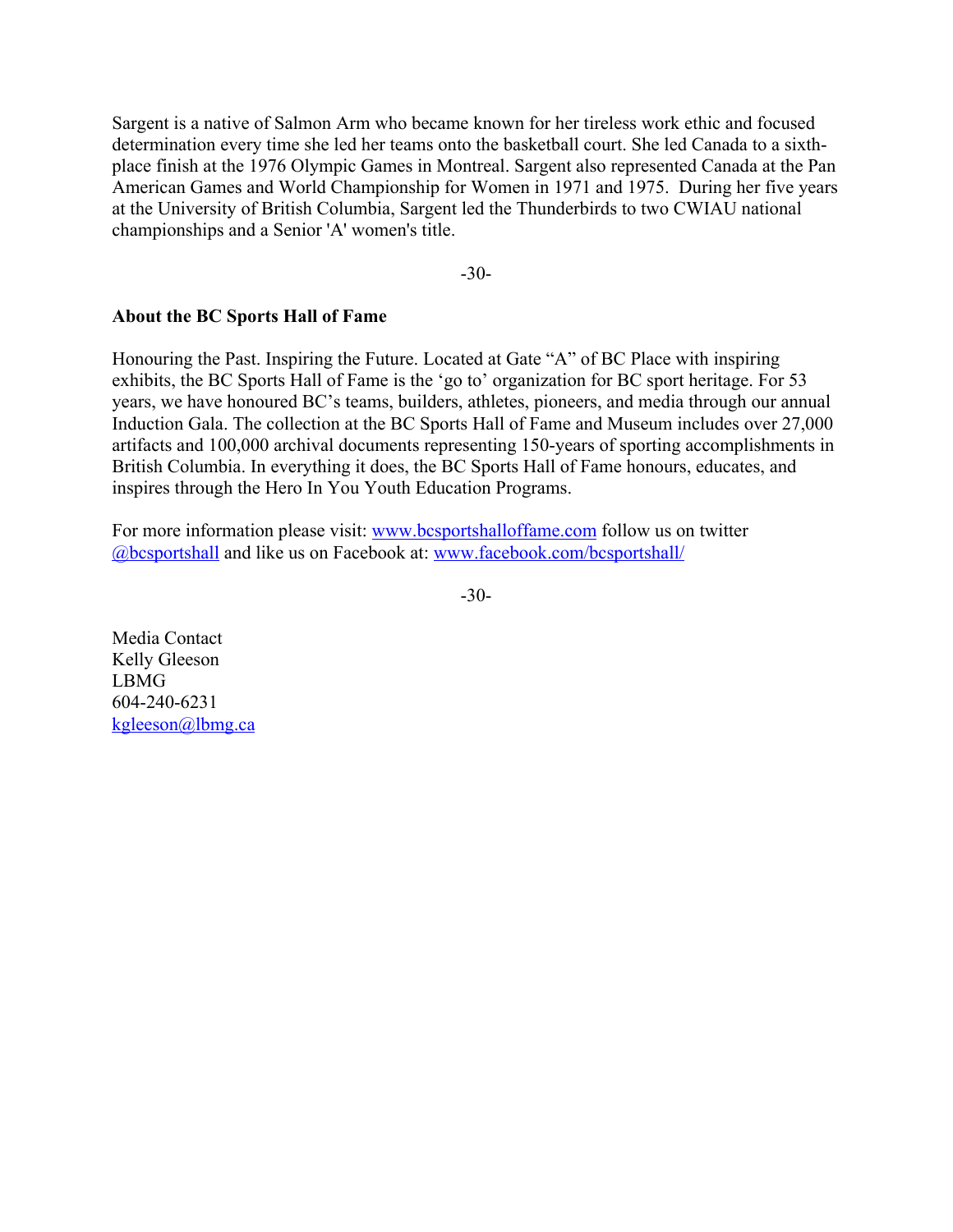Sargent is a native of Salmon Arm who became known for her tireless work ethic and focused determination every time she led her teams onto the basketball court. She led Canada to a sixth-place finish at the 1976 Olympic Games in Montreal. Sargent also represented Canada at the Pan American Games and World Championship for Women in 1971 and 1975. During her five years at the University of British Columbia, Sargent led the Thunderbirds to two CWIAU national championships and a Senior 'A' women's title.

-30-

**About the BC Sports Hall of Fame**

Honouring the Past. Inspiring the Future. Located at Gate "A" of BC Place with inspiring exhibits, the BC Sports Hall of Fame is the 'go to' organization for BC sport heritage. For 53 years, we have honoured BC's teams, builders, athletes, pioneers, and media through our annual Induction Gala. The collection at the BC Sports Hall of Fame and Museum includes over 27,000 artifacts and 100,000 archival documents representing 150-years of sporting accomplishments in British Columbia. In everything it does, the BC Sports Hall of Fame honours, educates, and inspires through the Hero In You Youth Education Programs.

For more information please visit: www.bcsportshalloffame.com follow us on twitter @bcsportshall and like us on Facebook at: www.facebook.com/bcsportshall/

-30-

Media Contact
Kelly Gleeson
LBMG
604-240-6231
kgleeson@lbmg.ca